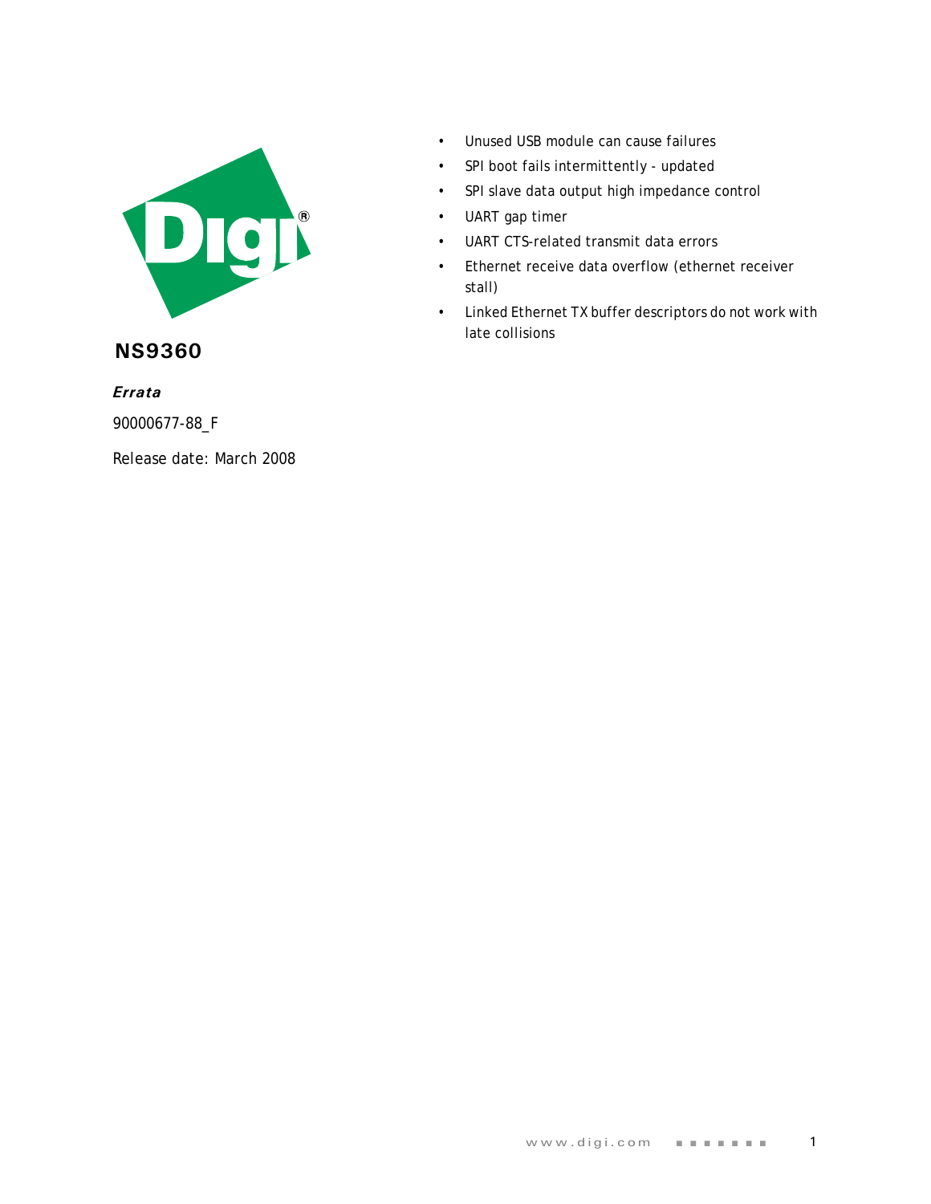# NS9360

***Errata***

90000677-88_F

Release date: March 2008

- Unused USB module can cause failures
- SPI boot fails intermittently - updated
- SPI slave data output high impedance control
- UART gap timer
- UART CTS-related transmit data errors
- Ethernet receive data overflow (ethernet receiver stall)
- Linked Ethernet TX buffer descriptors do not work with late collisions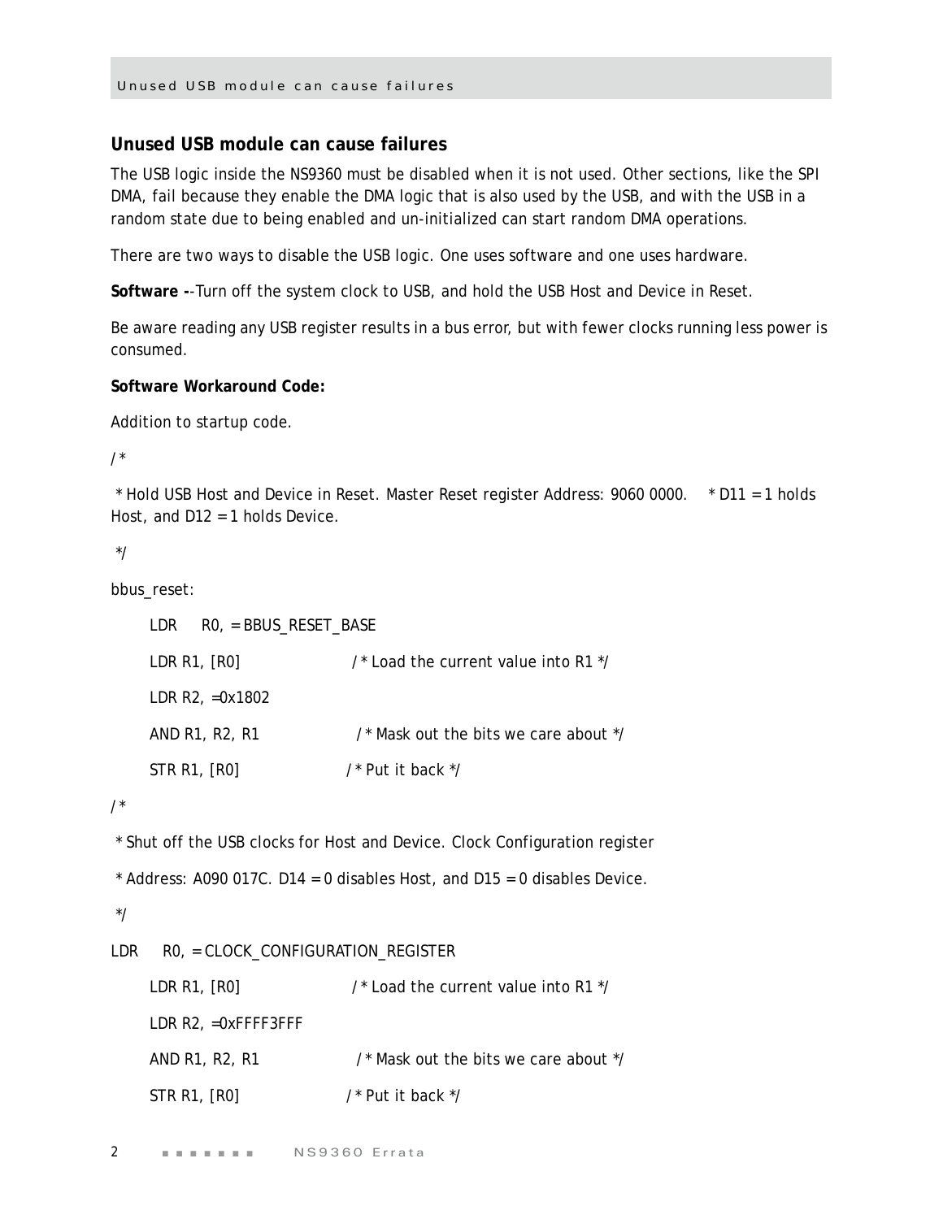## Unused USB module can cause failures

The USB logic inside the NS9360 must be disabled when it is not used. Other sections, like the SPI DMA, fail because they enable the DMA logic that is also used by the USB, and with the USB in a random state due to being enabled and un-initialized can start random DMA operations.

There are two ways to disable the USB logic. One uses software and one uses hardware.

**Software -**-Turn off the system clock to USB, and hold the USB Host and Device in Reset.

Be aware reading any USB register results in a bus error, but with fewer clocks running less power is consumed.

**Software Workaround Code:**

Addition to startup code.

```
/*

 * Hold USB Host and Device in Reset. Master Reset register Address: 9060 0000.    * D11 = 1 holds Host, and D12 = 1 holds Device.

 */

bbus_reset:

      LDR     R0, = BBUS_RESET_BASE

      LDR R1, [R0]                    /* Load the current value into R1 */

      LDR R2, =0x1802

      AND R1, R2, R1                  /* Mask out the bits we care about */

      STR R1, [R0]                    /* Put it back */

/*

 * Shut off the USB clocks for Host and Device. Clock Configuration register

 * Address: A090 017C. D14 = 0 disables Host, and D15 = 0 disables Device.

 */

LDR     R0, = CLOCK_CONFIGURATION_REGISTER

      LDR R1, [R0]                    /* Load the current value into R1 */

      LDR R2, =0xFFFF3FFF

      AND R1, R2, R1                  /* Mask out the bits we care about */

      STR R1, [R0]                    /* Put it back */
```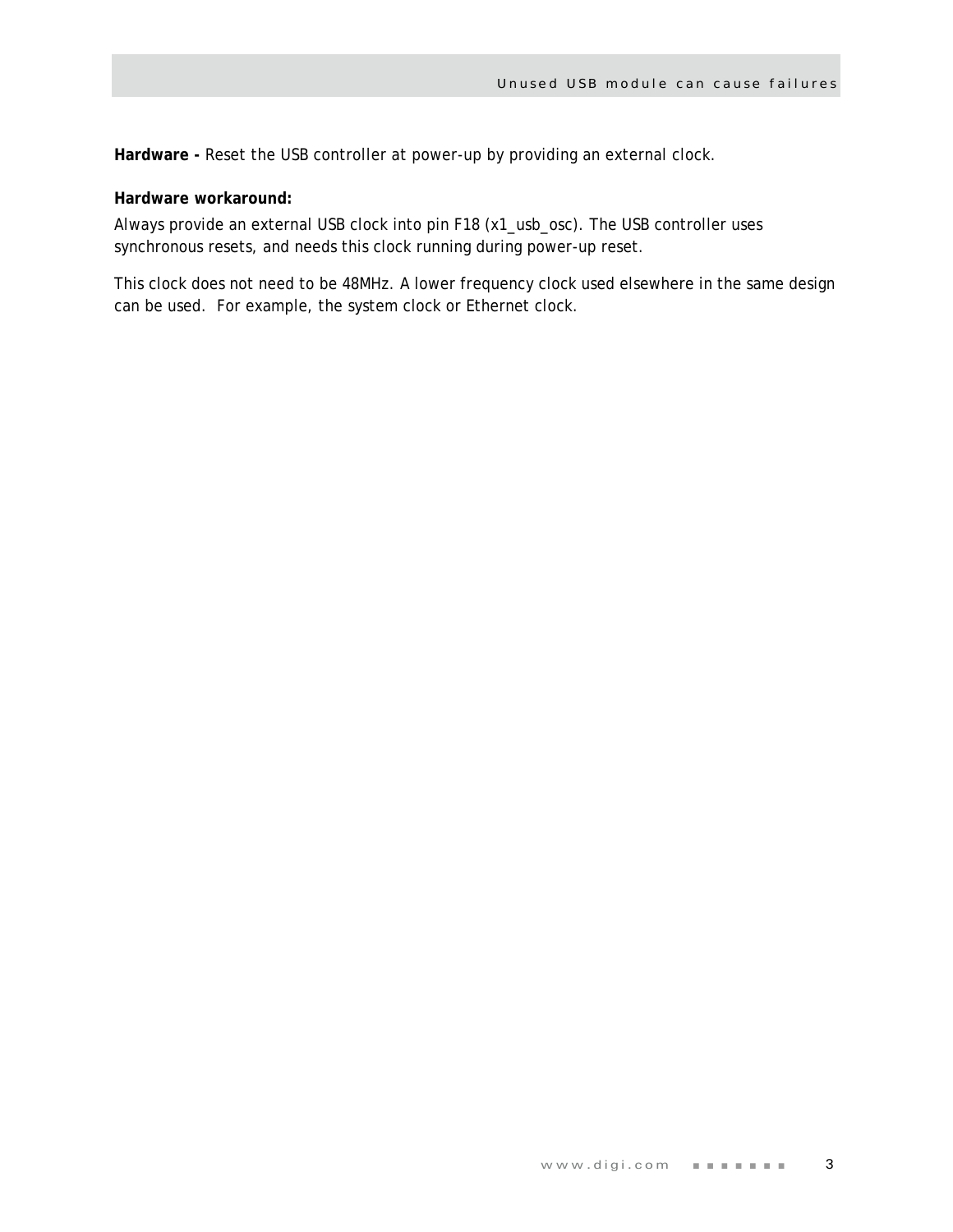**Hardware -** Reset the USB controller at power-up by providing an external clock.

**Hardware workaround:**

Always provide an external USB clock into pin F18 (x1_usb_osc). The USB controller uses synchronous resets, and needs this clock running during power-up reset.

This clock does not need to be 48MHz. A lower frequency clock used elsewhere in the same design can be used. For example, the system clock or Ethernet clock.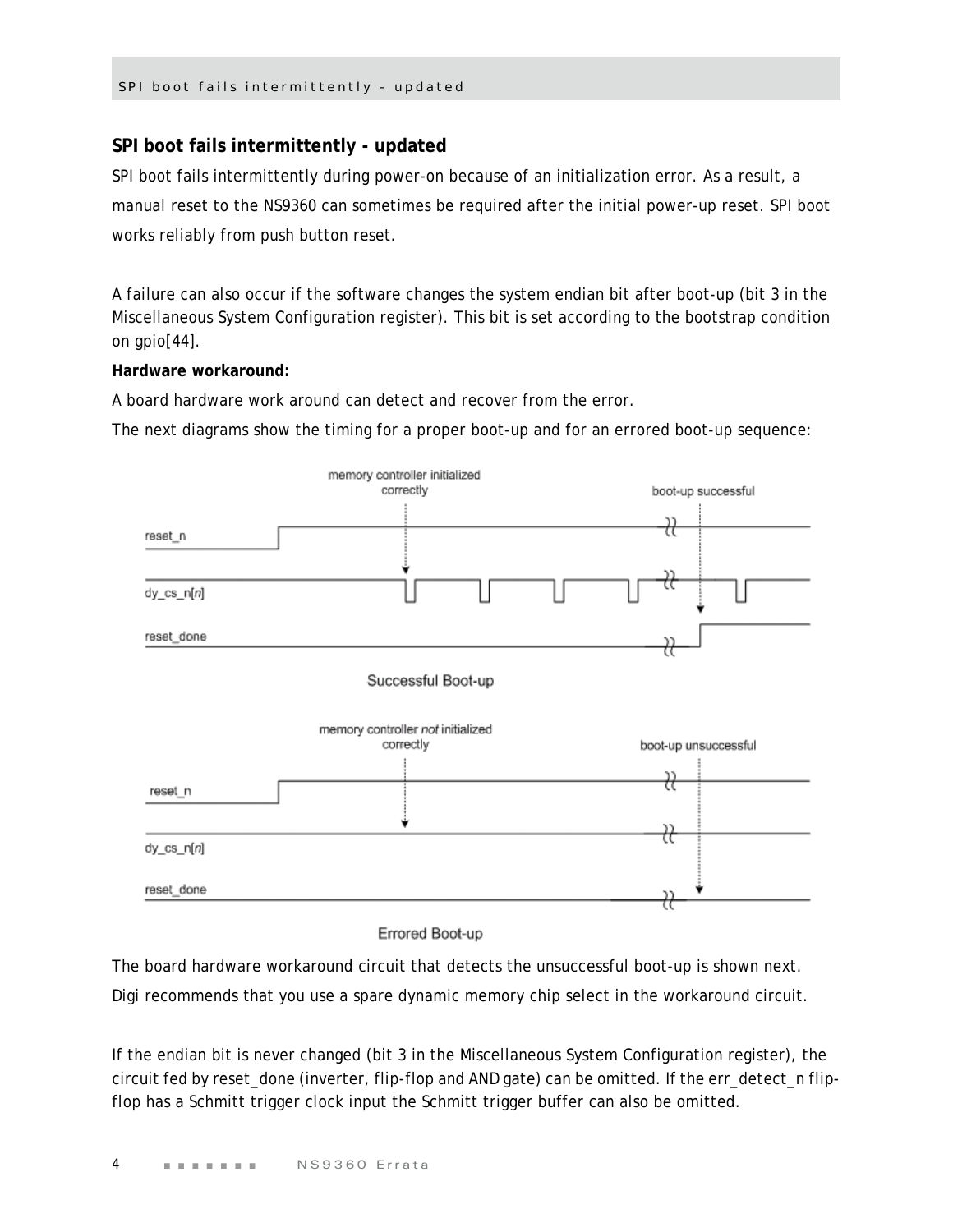## SPI boot fails intermittently - updated

SPI boot fails intermittently during power-on because of an initialization error. As a result, a manual reset to the NS9360 can sometimes be required after the initial power-up reset. SPI boot works reliably from push button reset.

A failure can also occur if the software changes the system endian bit after boot-up (bit 3 in the Miscellaneous System Configuration register). This bit is set according to the bootstrap condition on gpio[44].

**Hardware workaround:**

A board hardware work around can detect and recover from the error.

The next diagrams show the timing for a proper boot-up and for an errored boot-up sequence:

memory controller initialized correctly

boot-up successful

reset_n

dy_cs_n[n]

reset_done

Successful Boot-up

memory controller *not* initialized correctly

boot-up unsuccessful

reset_n

dy_cs_n[n]

reset_done

Errored Boot-up

The board hardware workaround circuit that detects the unsuccessful boot-up is shown next.

Digi recommends that you use a spare dynamic memory chip select in the workaround circuit.

If the endian bit is never changed (bit 3 in the Miscellaneous System Configuration register), the circuit fed by reset_done (inverter, flip-flop and AND gate) can be omitted. If the err_detect_n flip-flop has a Schmitt trigger clock input the Schmitt trigger buffer can also be omitted.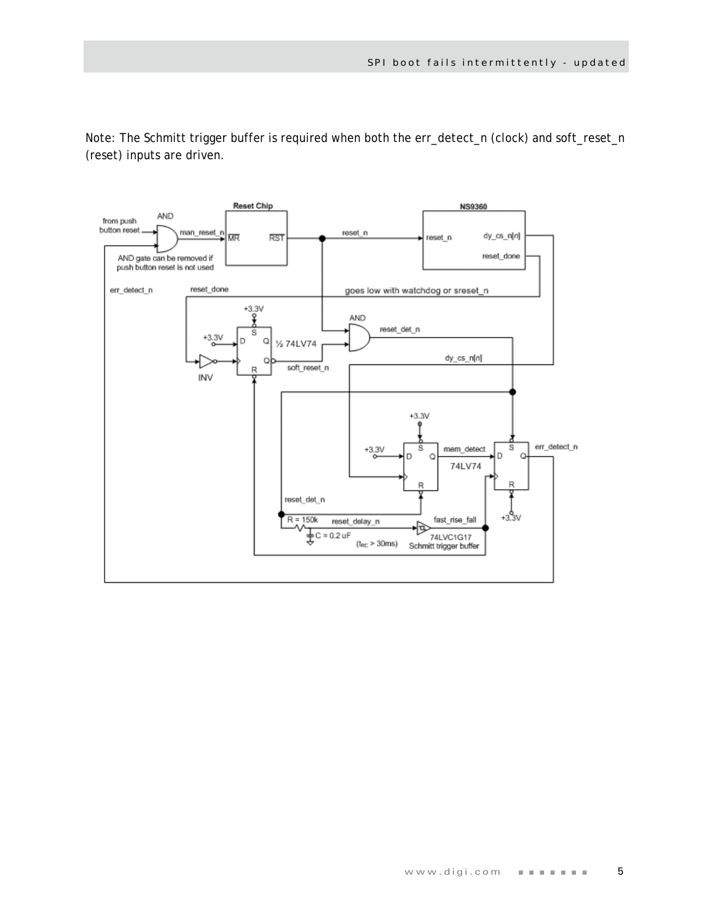Note: The Schmitt trigger buffer is required when both the err_detect_n (clock) and soft_reset_n (reset) inputs are driven.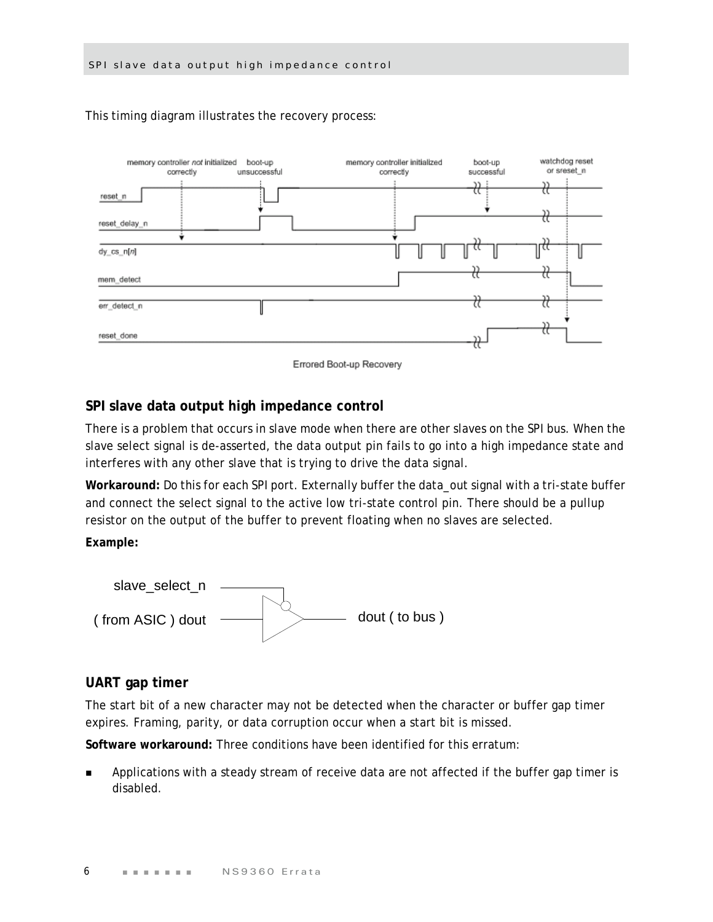This timing diagram illustrates the recovery process:

Errored Boot-up Recovery

## SPI slave data output high impedance control

There is a problem that occurs in slave mode when there are other slaves on the SPI bus. When the slave select signal is de-asserted, the data output pin fails to go into a high impedance state and interferes with any other slave that is trying to drive the data signal.

**Workaround:** Do this for each SPI port. Externally buffer the data_out signal with a tri-state buffer and connect the select signal to the active low tri-state control pin. There should be a pullup resistor on the output of the buffer to prevent floating when no slaves are selected.

**Example:**

## UART gap timer

The start bit of a new character may not be detected when the character or buffer gap timer expires. Framing, parity, or data corruption occur when a start bit is missed.

**Software workaround:** Three conditions have been identified for this erratum:

- Applications with a steady stream of receive data are not affected if the buffer gap timer is disabled.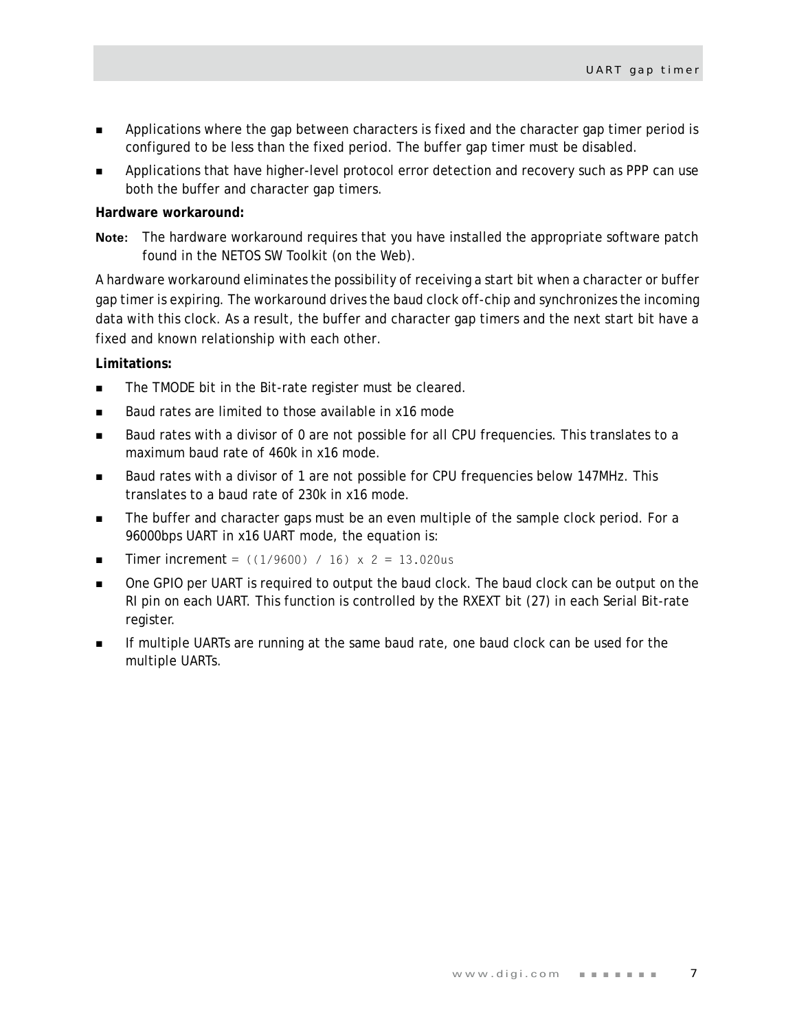- Applications where the gap between characters is fixed and the character gap timer period is configured to be less than the fixed period. The buffer gap timer must be disabled.
- Applications that have higher-level protocol error detection and recovery such as PPP can use both the buffer and character gap timers.

**Hardware workaround:**

**Note:** The hardware workaround requires that you have installed the appropriate software patch found in the NETOS SW Toolkit (on the Web).

A hardware workaround eliminates the possibility of receiving a start bit when a character or buffer gap timer is expiring. The workaround drives the baud clock off-chip and synchronizes the incoming data with this clock. As a result, the buffer and character gap timers and the next start bit have a fixed and known relationship with each other.

**Limitations:**

- The TMODE bit in the Bit-rate register must be cleared.
- Baud rates are limited to those available in x16 mode
- Baud rates with a divisor of 0 are not possible for all CPU frequencies. This translates to a maximum baud rate of 460k in x16 mode.
- Baud rates with a divisor of 1 are not possible for CPU frequencies below 147MHz. This translates to a baud rate of 230k in x16 mode.
- The buffer and character gaps must be an even multiple of the sample clock period. For a 96000bps UART in x16 UART mode, the equation is:
- Timer increment `= ((1/9600) / 16) x 2 = 13.020us`
- One GPIO per UART is required to output the baud clock. The baud clock can be output on the RI pin on each UART. This function is controlled by the RXEXT bit (27) in each Serial Bit-rate register.
- If multiple UARTs are running at the same baud rate, one baud clock can be used for the multiple UARTs.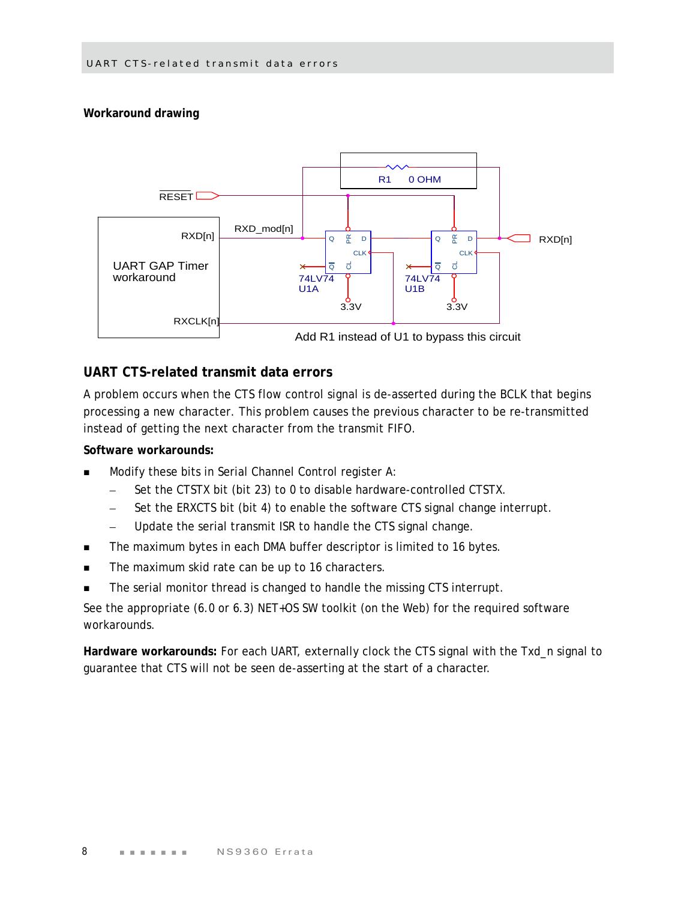**Workaround drawing**

RESET

RXD[n]

RXD_mod[n]

UART GAP Timer workaround

RXCLK[n]

R1 0 OHM

74LV74 U1A

74LV74 U1B

3.3V

3.3V

RXD[n]

Add R1 instead of U1 to bypass this circuit

## UART CTS-related transmit data errors

A problem occurs when the CTS flow control signal is de-asserted during the BCLK that begins processing a new character. This problem causes the previous character to be re-transmitted instead of getting the next character from the transmit FIFO.

**Software workarounds:**

- Modify these bits in Serial Channel Control register A:
  - Set the CTSTX bit (bit 23) to 0 to disable hardware-controlled CTSTX.
  - Set the ERXCTS bit (bit 4) to enable the software CTS signal change interrupt.
  - Update the serial transmit ISR to handle the CTS signal change.
- The maximum bytes in each DMA buffer descriptor is limited to 16 bytes.
- The maximum skid rate can be up to 16 characters.
- The serial monitor thread is changed to handle the missing CTS interrupt.

See the appropriate (6.0 or 6.3) NET+OS SW toolkit (on the Web) for the required software workarounds.

**Hardware workarounds:** For each UART, externally clock the CTS signal with the Txd_n signal to guarantee that CTS will not be seen de-asserting at the start of a character.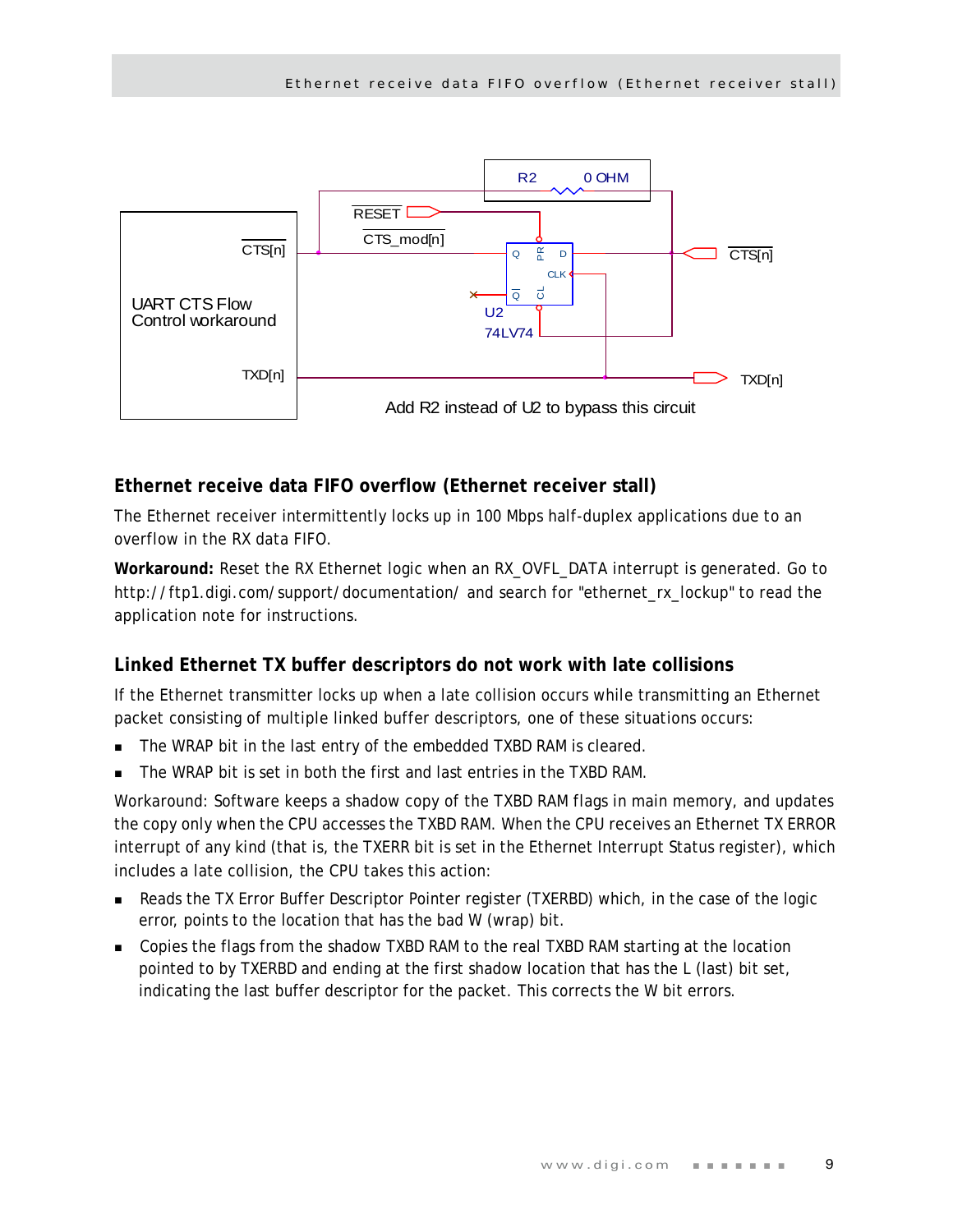Add R2 instead of U2 to bypass this circuit

## Ethernet receive data FIFO overflow (Ethernet receiver stall)

The Ethernet receiver intermittently locks up in 100 Mbps half-duplex applications due to an overflow in the RX data FIFO.

**Workaround:** Reset the RX Ethernet logic when an RX_OVFL_DATA interrupt is generated. Go to http://ftp1.digi.com/support/documentation/ and search for "ethernet_rx_lockup" to read the application note for instructions.

## Linked Ethernet TX buffer descriptors do not work with late collisions

If the Ethernet transmitter locks up when a late collision occurs while transmitting an Ethernet packet consisting of multiple linked buffer descriptors, one of these situations occurs:

- The WRAP bit in the last entry of the embedded TXBD RAM is cleared.
- The WRAP bit is set in both the first and last entries in the TXBD RAM.

Workaround: Software keeps a shadow copy of the TXBD RAM flags in main memory, and updates the copy only when the CPU accesses the TXBD RAM. When the CPU receives an Ethernet TX ERROR interrupt of any kind (that is, the TXERR bit is set in the Ethernet Interrupt Status register), which includes a late collision, the CPU takes this action:

- Reads the TX Error Buffer Descriptor Pointer register (TXERBD) which, in the case of the logic error, points to the location that has the bad W (wrap) bit.
- Copies the flags from the shadow TXBD RAM to the real TXBD RAM starting at the location pointed to by TXERBD and ending at the first shadow location that has the L (last) bit set, indicating the last buffer descriptor for the packet. This corrects the W bit errors.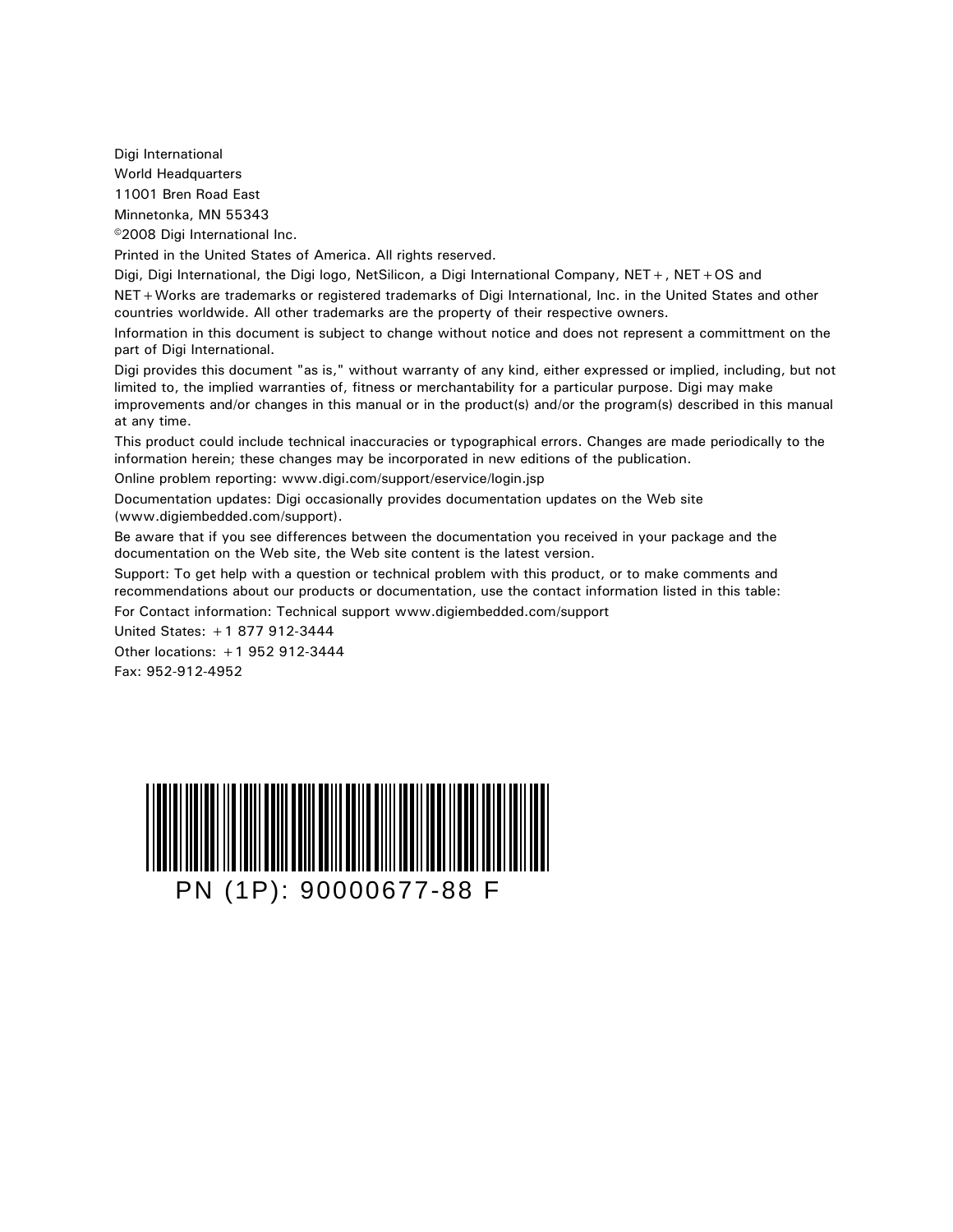Digi International

World Headquarters

11001 Bren Road East

Minnetonka, MN 55343

©2008 Digi International Inc.

Printed in the United States of America. All rights reserved.

Digi, Digi International, the Digi logo, NetSilicon, a Digi International Company, NET+, NET+OS and NET+Works are trademarks or registered trademarks of Digi International, Inc. in the United States and other countries worldwide. All other trademarks are the property of their respective owners.

Information in this document is subject to change without notice and does not represent a committment on the part of Digi International.

Digi provides this document "as is," without warranty of any kind, either expressed or implied, including, but not limited to, the implied warranties of, fitness or merchantability for a particular purpose. Digi may make improvements and/or changes in this manual or in the product(s) and/or the program(s) described in this manual at any time.

This product could include technical inaccuracies or typographical errors. Changes are made periodically to the information herein; these changes may be incorporated in new editions of the publication.

Online problem reporting: www.digi.com/support/eservice/login.jsp

Documentation updates: Digi occasionally provides documentation updates on the Web site (www.digiembedded.com/support).

Be aware that if you see differences between the documentation you received in your package and the documentation on the Web site, the Web site content is the latest version.

Support: To get help with a question or technical problem with this product, or to make comments and recommendations about our products or documentation, use the contact information listed in this table:

For Contact information: Technical support www.digiembedded.com/support

United States: +1 877 912-3444

Other locations: +1 952 912-3444

Fax: 952-912-4952

PN (1P): 90000677-88 F